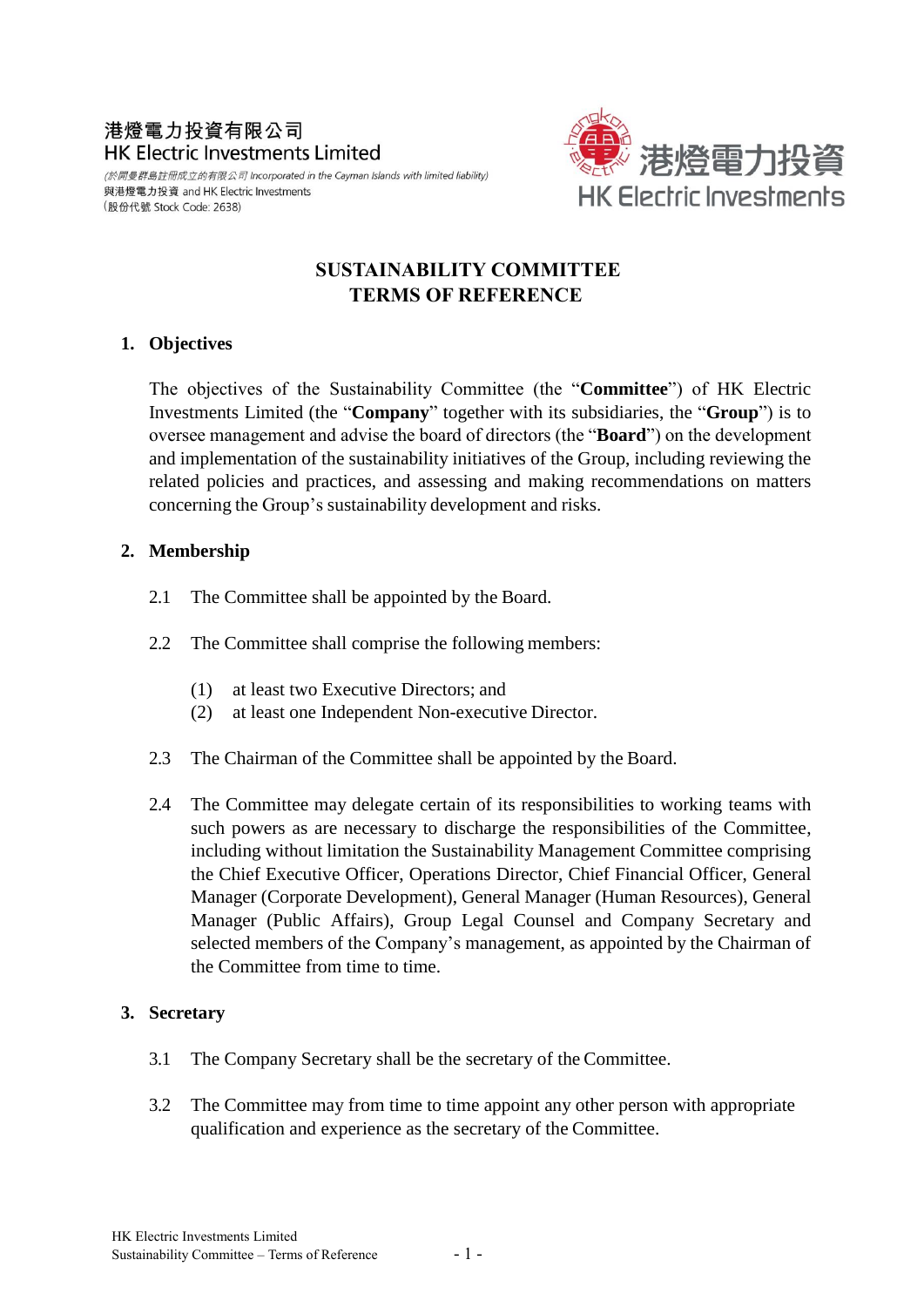港燈電力投資有限公司
HK Electric Investments Limited
*(於開曼群島註冊成立的有限公司 Incorporated in the Cayman Islands with limited liability)*
與港燈電力投資 and HK Electric Investments
(股份代號 Stock Code: 2638)

港燈電力投資
HK Electric Investments

# SUSTAINABILITY COMMITTEE TERMS OF REFERENCE

## 1. Objectives

The objectives of the Sustainability Committee (the "**Committee**") of HK Electric Investments Limited (the "**Company**" together with its subsidiaries, the "**Group**") is to oversee management and advise the board of directors (the "**Board**") on the development and implementation of the sustainability initiatives of the Group, including reviewing the related policies and practices, and assessing and making recommendations on matters concerning the Group's sustainability development and risks.

## 2. Membership

2.1 The Committee shall be appointed by the Board.

2.2 The Committee shall comprise the following members:

(1) at least two Executive Directors; and
(2) at least one Independent Non-executive Director.

2.3 The Chairman of the Committee shall be appointed by the Board.

2.4 The Committee may delegate certain of its responsibilities to working teams with such powers as are necessary to discharge the responsibilities of the Committee, including without limitation the Sustainability Management Committee comprising the Chief Executive Officer, Operations Director, Chief Financial Officer, General Manager (Corporate Development), General Manager (Human Resources), General Manager (Public Affairs), Group Legal Counsel and Company Secretary and selected members of the Company's management, as appointed by the Chairman of the Committee from time to time.

## 3. Secretary

3.1 The Company Secretary shall be the secretary of the Committee.

3.2 The Committee may from time to time appoint any other person with appropriate qualification and experience as the secretary of the Committee.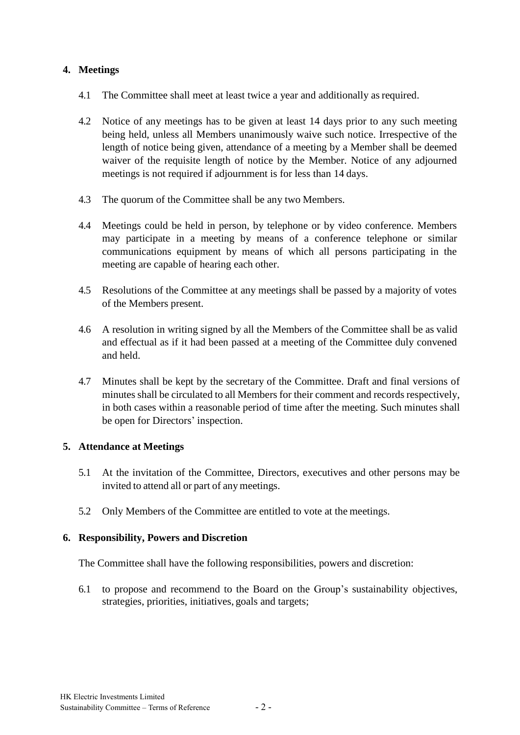## 4. Meetings

4.1 The Committee shall meet at least twice a year and additionally as required.

4.2 Notice of any meetings has to be given at least 14 days prior to any such meeting being held, unless all Members unanimously waive such notice. Irrespective of the length of notice being given, attendance of a meeting by a Member shall be deemed waiver of the requisite length of notice by the Member. Notice of any adjourned meetings is not required if adjournment is for less than 14 days.

4.3 The quorum of the Committee shall be any two Members.

4.4 Meetings could be held in person, by telephone or by video conference. Members may participate in a meeting by means of a conference telephone or similar communications equipment by means of which all persons participating in the meeting are capable of hearing each other.

4.5 Resolutions of the Committee at any meetings shall be passed by a majority of votes of the Members present.

4.6 A resolution in writing signed by all the Members of the Committee shall be as valid and effectual as if it had been passed at a meeting of the Committee duly convened and held.

4.7 Minutes shall be kept by the secretary of the Committee. Draft and final versions of minutes shall be circulated to all Members for their comment and records respectively, in both cases within a reasonable period of time after the meeting. Such minutes shall be open for Directors' inspection.

## 5. Attendance at Meetings

5.1 At the invitation of the Committee, Directors, executives and other persons may be invited to attend all or part of any meetings.

5.2 Only Members of the Committee are entitled to vote at the meetings.

## 6. Responsibility, Powers and Discretion

The Committee shall have the following responsibilities, powers and discretion:

6.1 to propose and recommend to the Board on the Group's sustainability objectives, strategies, priorities, initiatives, goals and targets;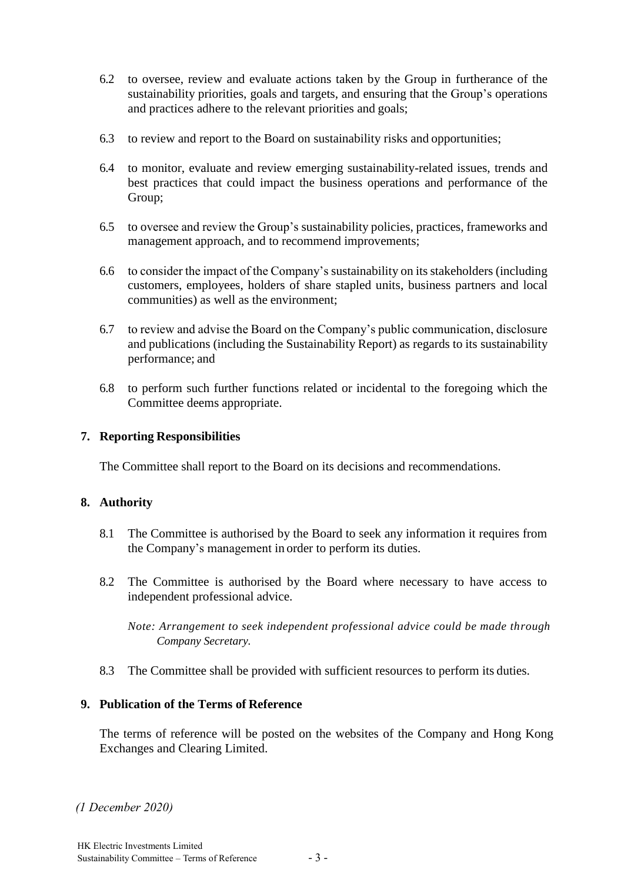6.2 to oversee, review and evaluate actions taken by the Group in furtherance of the sustainability priorities, goals and targets, and ensuring that the Group's operations and practices adhere to the relevant priorities and goals;

6.3 to review and report to the Board on sustainability risks and opportunities;

6.4 to monitor, evaluate and review emerging sustainability-related issues, trends and best practices that could impact the business operations and performance of the Group;

6.5 to oversee and review the Group's sustainability policies, practices, frameworks and management approach, and to recommend improvements;

6.6 to consider the impact of the Company's sustainability on its stakeholders (including customers, employees, holders of share stapled units, business partners and local communities) as well as the environment;

6.7 to review and advise the Board on the Company's public communication, disclosure and publications (including the Sustainability Report) as regards to its sustainability performance; and

6.8 to perform such further functions related or incidental to the foregoing which the Committee deems appropriate.

## 7. Reporting Responsibilities

The Committee shall report to the Board on its decisions and recommendations.

## 8. Authority

8.1 The Committee is authorised by the Board to seek any information it requires from the Company's management in order to perform its duties.

8.2 The Committee is authorised by the Board where necessary to have access to independent professional advice.

*Note: Arrangement to seek independent professional advice could be made through Company Secretary.*

8.3 The Committee shall be provided with sufficient resources to perform its duties.

## 9. Publication of the Terms of Reference

The terms of reference will be posted on the websites of the Company and Hong Kong Exchanges and Clearing Limited.

*(1 December 2020)*